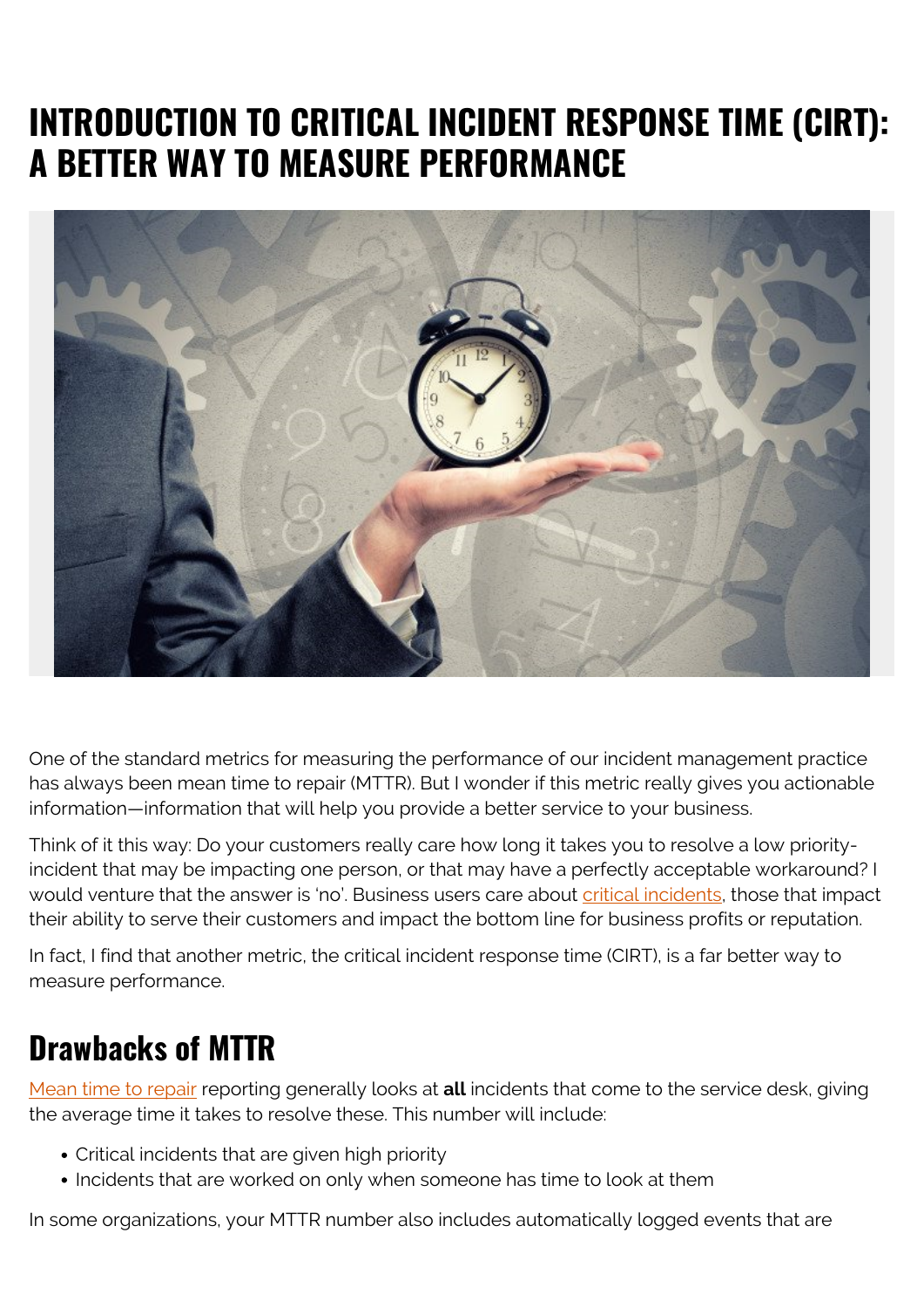# INTRODUCTION TO CRITICAL INCIDENT RESPONSE TIME (CIRT): A BETTER WAY TO MEASURE PERFORMANCE

One of the standard metrics for measuring the performance of our incident management practice has always been mean time to repair (MTTR). But I wonder if this metric really gives you actionable information—information that will help you provide a better service to your business.

Think of it this way: Do your customers really care how long it takes you to resolve a low priority-incident that may be impacting one person, or that may have a perfectly acceptable workaround? I would venture that the answer is 'no'. Business users care about critical incidents, those that impact their ability to serve their customers and impact the bottom line for business profits or reputation.

In fact, I find that another metric, the critical incident response time (CIRT), is a far better way to measure performance.

## Drawbacks of MTTR

Mean time to repair reporting generally looks at **all** incidents that come to the service desk, giving the average time it takes to resolve these. This number will include:

- Critical incidents that are given high priority
- Incidents that are worked on only when someone has time to look at them

In some organizations, your MTTR number also includes automatically logged events that are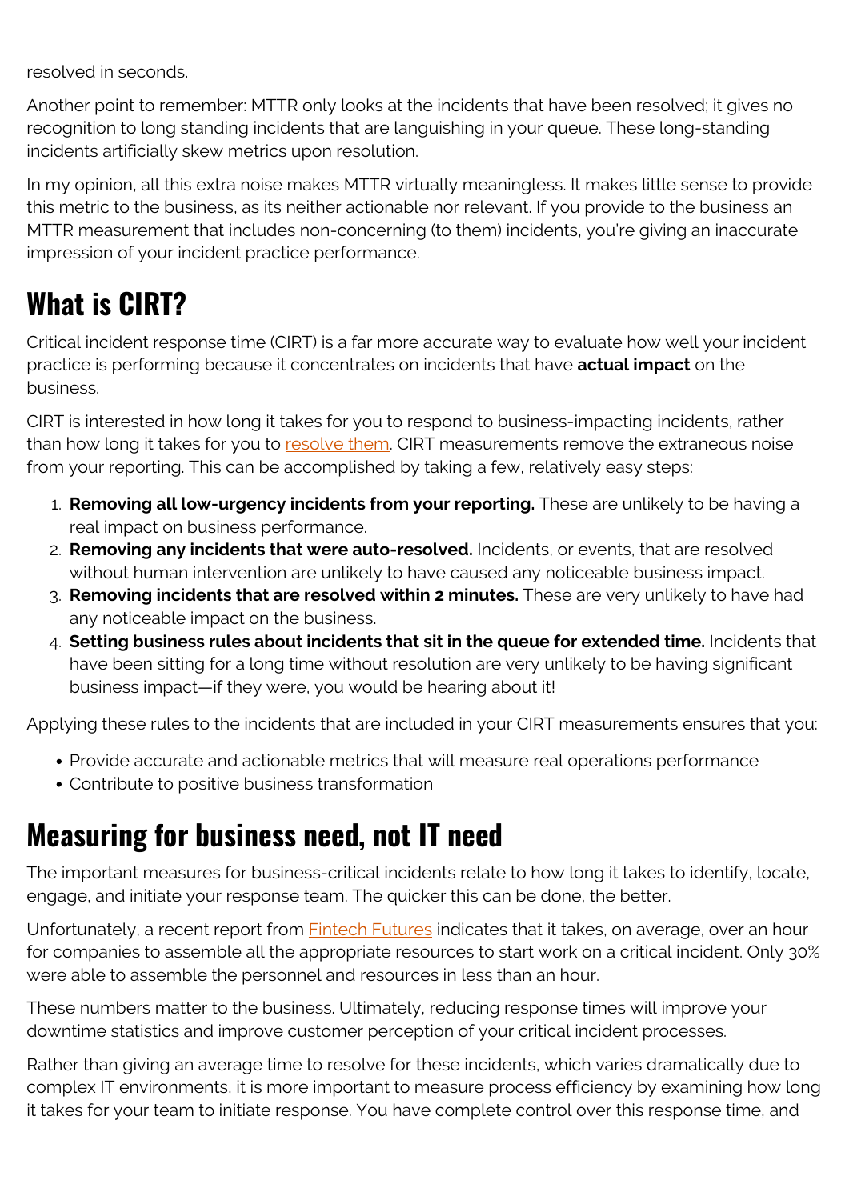resolved in seconds.

Another point to remember: MTTR only looks at the incidents that have been resolved; it gives no recognition to long standing incidents that are languishing in your queue. These long-standing incidents artificially skew metrics upon resolution.

In my opinion, all this extra noise makes MTTR virtually meaningless. It makes little sense to provide this metric to the business, as its neither actionable nor relevant. If you provide to the business an MTTR measurement that includes non-concerning (to them) incidents, you're giving an inaccurate impression of your incident practice performance.

## What is CIRT?

Critical incident response time (CIRT) is a far more accurate way to evaluate how well your incident practice is performing because it concentrates on incidents that have **actual impact** on the business.

CIRT is interested in how long it takes for you to respond to business-impacting incidents, rather than how long it takes for you to resolve them. CIRT measurements remove the extraneous noise from your reporting. This can be accomplished by taking a few, relatively easy steps:

1. **Removing all low-urgency incidents from your reporting.** These are unlikely to be having a real impact on business performance.
2. **Removing any incidents that were auto-resolved.** Incidents, or events, that are resolved without human intervention are unlikely to have caused any noticeable business impact.
3. **Removing incidents that are resolved within 2 minutes.** These are very unlikely to have had any noticeable impact on the business.
4. **Setting business rules about incidents that sit in the queue for extended time.** Incidents that have been sitting for a long time without resolution are very unlikely to be having significant business impact—if they were, you would be hearing about it!

Applying these rules to the incidents that are included in your CIRT measurements ensures that you:

- Provide accurate and actionable metrics that will measure real operations performance
- Contribute to positive business transformation

## Measuring for business need, not IT need

The important measures for business-critical incidents relate to how long it takes to identify, locate, engage, and initiate your response team. The quicker this can be done, the better.

Unfortunately, a recent report from Fintech Futures indicates that it takes, on average, over an hour for companies to assemble all the appropriate resources to start work on a critical incident. Only 30% were able to assemble the personnel and resources in less than an hour.

These numbers matter to the business. Ultimately, reducing response times will improve your downtime statistics and improve customer perception of your critical incident processes.

Rather than giving an average time to resolve for these incidents, which varies dramatically due to complex IT environments, it is more important to measure process efficiency by examining how long it takes for your team to initiate response. You have complete control over this response time, and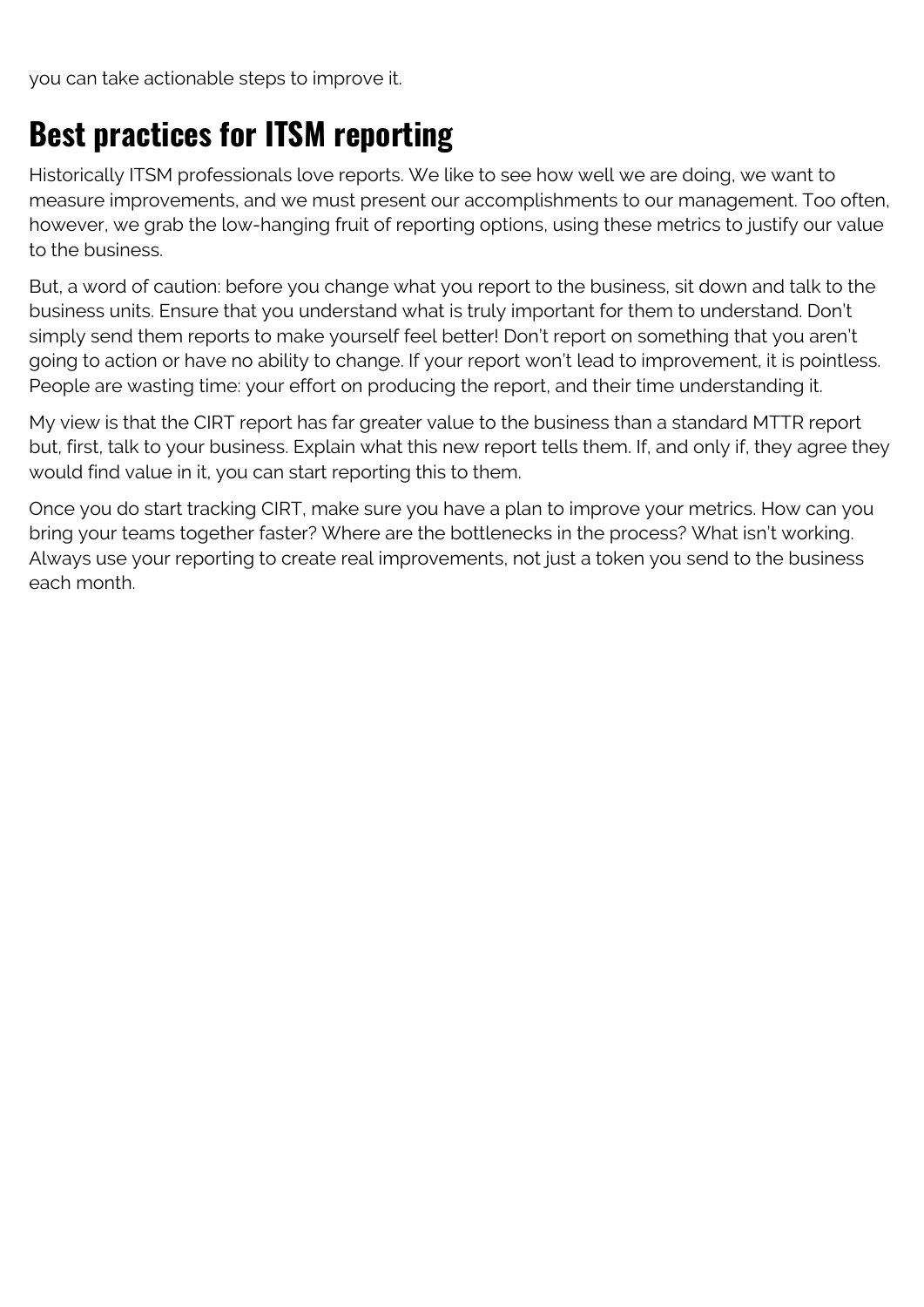you can take actionable steps to improve it.

## Best practices for ITSM reporting

Historically ITSM professionals love reports. We like to see how well we are doing, we want to measure improvements, and we must present our accomplishments to our management. Too often, however, we grab the low-hanging fruit of reporting options, using these metrics to justify our value to the business.

But, a word of caution: before you change what you report to the business, sit down and talk to the business units. Ensure that you understand what is truly important for them to understand. Don't simply send them reports to make yourself feel better! Don't report on something that you aren't going to action or have no ability to change. If your report won't lead to improvement, it is pointless. People are wasting time: your effort on producing the report, and their time understanding it.

My view is that the CIRT report has far greater value to the business than a standard MTTR report but, first, talk to your business. Explain what this new report tells them. If, and only if, they agree they would find value in it, you can start reporting this to them.

Once you do start tracking CIRT, make sure you have a plan to improve your metrics. How can you bring your teams together faster? Where are the bottlenecks in the process? What isn't working. Always use your reporting to create real improvements, not just a token you send to the business each month.